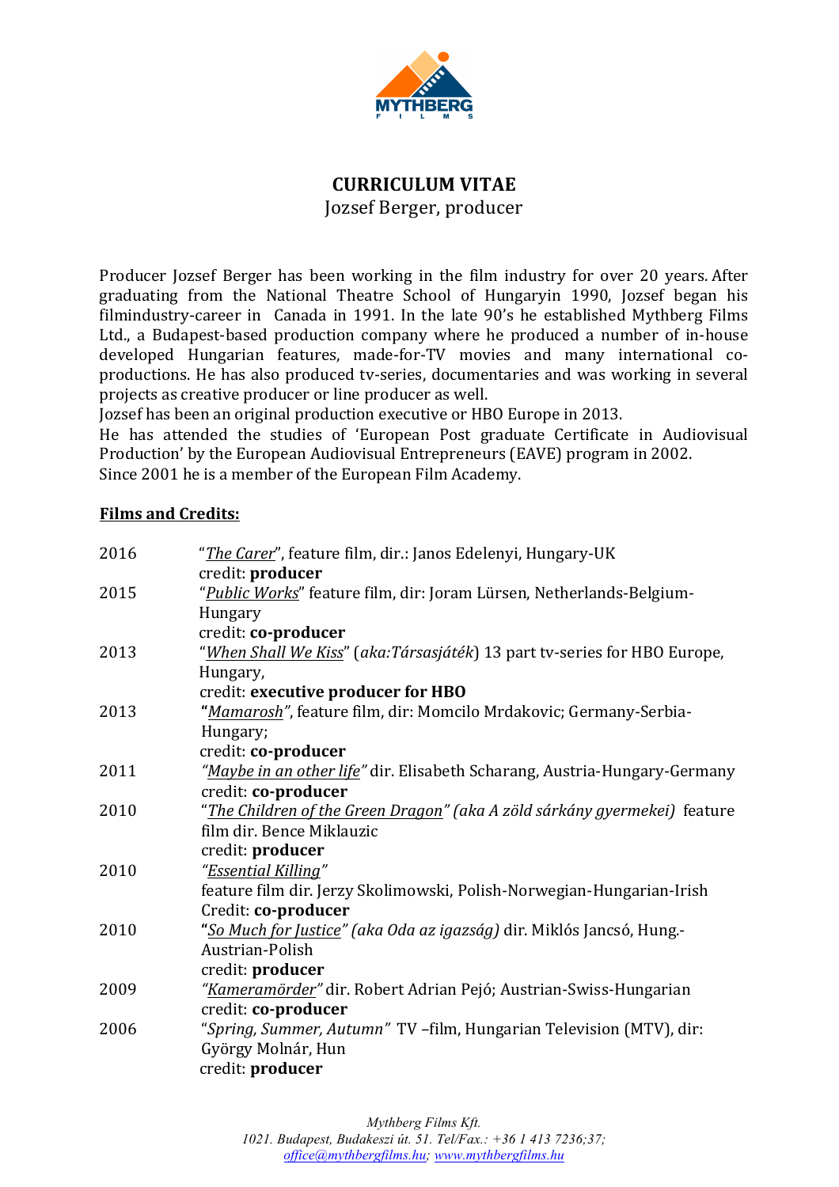# CURRICULUM VITAE

Jozsef Berger, producer

Producer Jozsef Berger has been working in the film industry for over 20 years. After graduating from the National Theatre School of Hungaryin 1990, Jozsef began his filmindustry-career in Canada in 1991. In the late 90's he established Mythberg Films Ltd., a Budapest-based production company where he produced a number of in-house developed Hungarian features, made-for-TV movies and many international co-productions. He has also produced tv-series, documentaries and was working in several projects as creative producer or line producer as well.
Jozsef has been an original production executive or HBO Europe in 2013.
He has attended the studies of 'European Post graduate Certificate in Audiovisual Production' by the European Audiovisual Entrepreneurs (EAVE) program in 2002.
Since 2001 he is a member of the European Film Academy.

## Films and Credits:

| | |
|---|---|
| 2016 | "*The Carer*", feature film, dir.: Janos Edelenyi, Hungary-UK<br>credit: **producer** |
| 2015 | "*Public Works*" feature film, dir: Joram Lürsen, Netherlands-Belgium-Hungary<br>credit: **co-producer** |
| 2013 | "*When Shall We Kiss*" (*aka:Társasjáték*) 13 part tv-series for HBO Europe, Hungary,<br>credit: **executive producer for HBO** |
| 2013 | **"***Mamarosh"*, feature film, dir: Momcilo Mrdakovic; Germany-Serbia-Hungary;<br>credit: **co-producer** |
| 2011 | *"Maybe in an other life"* dir. Elisabeth Scharang, Austria-Hungary-Germany<br>credit: **co-producer** |
| 2010 | "*The Children of the Green Dragon" (aka A zöld sárkány gyermekei)* feature film dir. Bence Miklauzic<br>credit: **producer** |
| 2010 | *"Essential Killing"*<br>feature film dir. Jerzy Skolimowski, Polish-Norwegian-Hungarian-Irish<br>Credit: **co-producer** |
| 2010 | **"***So Much for Justice" (aka Oda az igazság)* dir. Miklós Jancsó, Hung.-Austrian-Polish<br>credit: **producer** |
| 2009 | *"Kameramörder"* dir. Robert Adrian Pejó; Austrian-Swiss-Hungarian<br>credit: **co-producer** |
| 2006 | "*Spring, Summer, Autumn"* TV –film, Hungarian Television (MTV), dir: György Molnár, Hun<br>credit: **producer** |

*Mythberg Films Kft.*
*1021. Budapest, Budakeszi út. 51. Tel/Fax.: +36 1 413 7236;37;*
*office@mythbergfilms.hu; www.mythbergfilms.hu*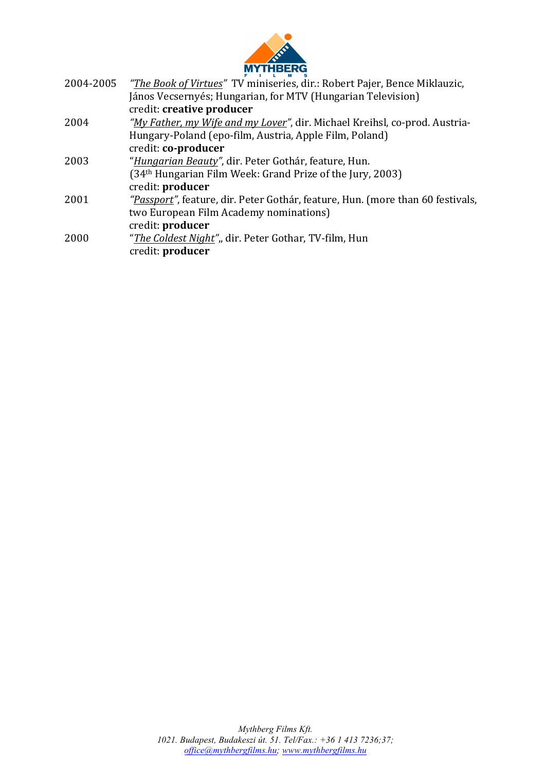| | |
|---|---|
| 2004-2005 | *"The Book of Virtues"* TV miniseries, dir.: Robert Pajer, Bence Miklauzic, János Vecsernyés; Hungarian, for MTV (Hungarian Television)<br>credit: **creative producer** |
| 2004 | *"My Father, my Wife and my Lover"*, dir. Michael Kreihsl, co-prod. Austria-Hungary-Poland (epo-film, Austria, Apple Film, Poland)<br>credit: **co-producer** |
| 2003 | "*Hungarian Beauty*", dir. Peter Gothár, feature, Hun.<br>(34th Hungarian Film Week: Grand Prize of the Jury, 2003)<br>credit: **producer** |
| 2001 | *"Passport"*, feature, dir. Peter Gothár, feature, Hun. (more than 60 festivals, two European Film Academy nominations)<br>credit: **producer** |
| 2000 | "*The Coldest Night*",, dir. Peter Gothar, TV-film, Hun<br>credit: **producer** |

*Mythberg Films Kft.*
*1021. Budapest, Budakeszi út. 51. Tel/Fax.: +36 1 413 7236;37;*
*office@mythbergfilms.hu; www.mythbergfilms.hu*